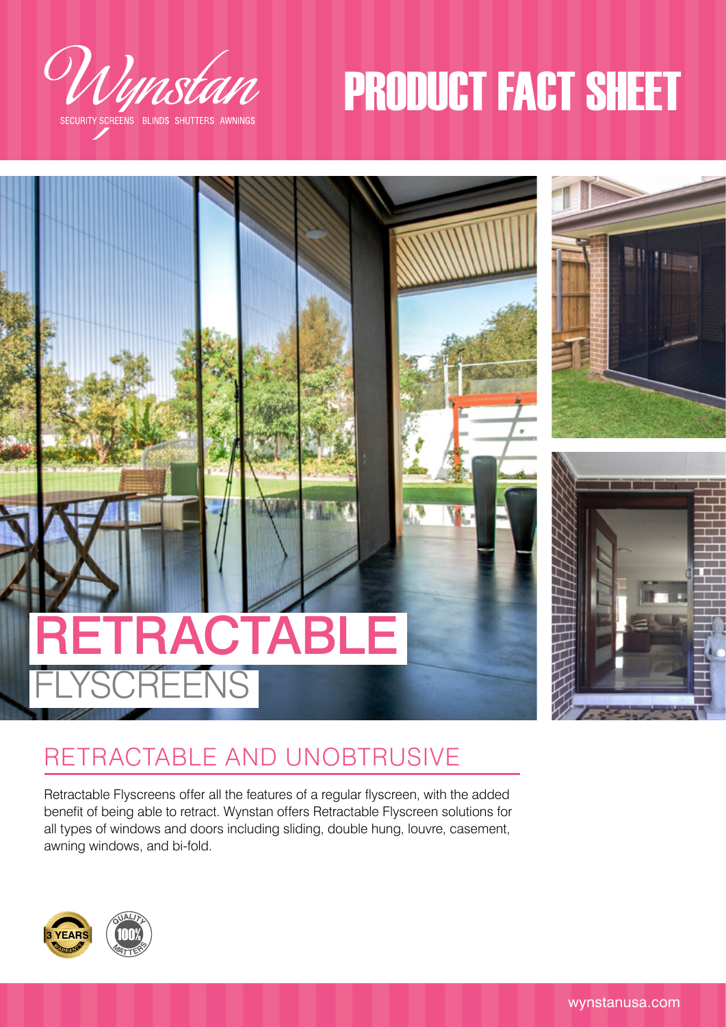Wynstan

SECURITY SCREENS BLINDS SHUTTERS AWNINGS

# PRODUCT FACT SHEET

# RETRACTABLE FLYSCREENS

## RETRACTABLE AND UNOBTRUSIVE

Retractable Flyscreens offer all the features of a regular flyscreen, with the added benefit of being able to retract. Wynstan offers Retractable Flyscreen solutions for all types of windows and doors including sliding, double hung, louvre, casement, awning windows, and bi-fold.

3 YEARS WARRANTY

QUALITY 100% MATTERS

wynstanusa.com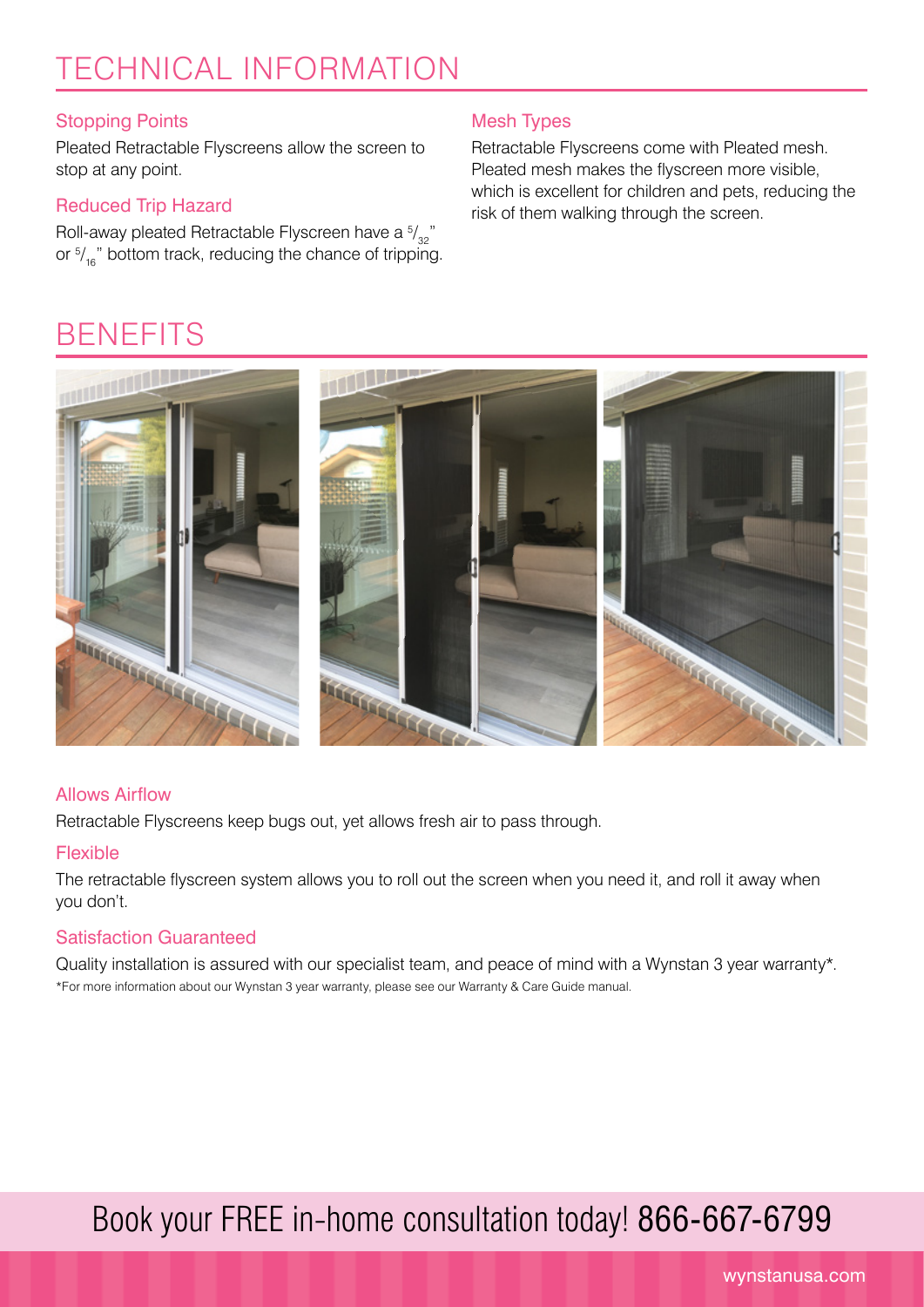# TECHNICAL INFORMATION

## Stopping Points

Pleated Retractable Flyscreens allow the screen to stop at any point.

## Reduced Trip Hazard

Roll-away pleated Retractable Flyscreen have a $^{5}/_{32}$" or $^{5}/_{16}$" bottom track, reducing the chance of tripping.

## Mesh Types

Retractable Flyscreens come with Pleated mesh. Pleated mesh makes the flyscreen more visible, which is excellent for children and pets, reducing the risk of them walking through the screen.

# BENEFITS

## Allows Airflow

Retractable Flyscreens keep bugs out, yet allows fresh air to pass through.

## Flexible

The retractable flyscreen system allows you to roll out the screen when you need it, and roll it away when you don't.

## Satisfaction Guaranteed

Quality installation is assured with our specialist team, and peace of mind with a Wynstan 3 year warranty*.

*For more information about our Wynstan 3 year warranty, please see our Warranty & Care Guide manual.

Book your FREE in-home consultation today! 866-667-6799

wynstanusa.com